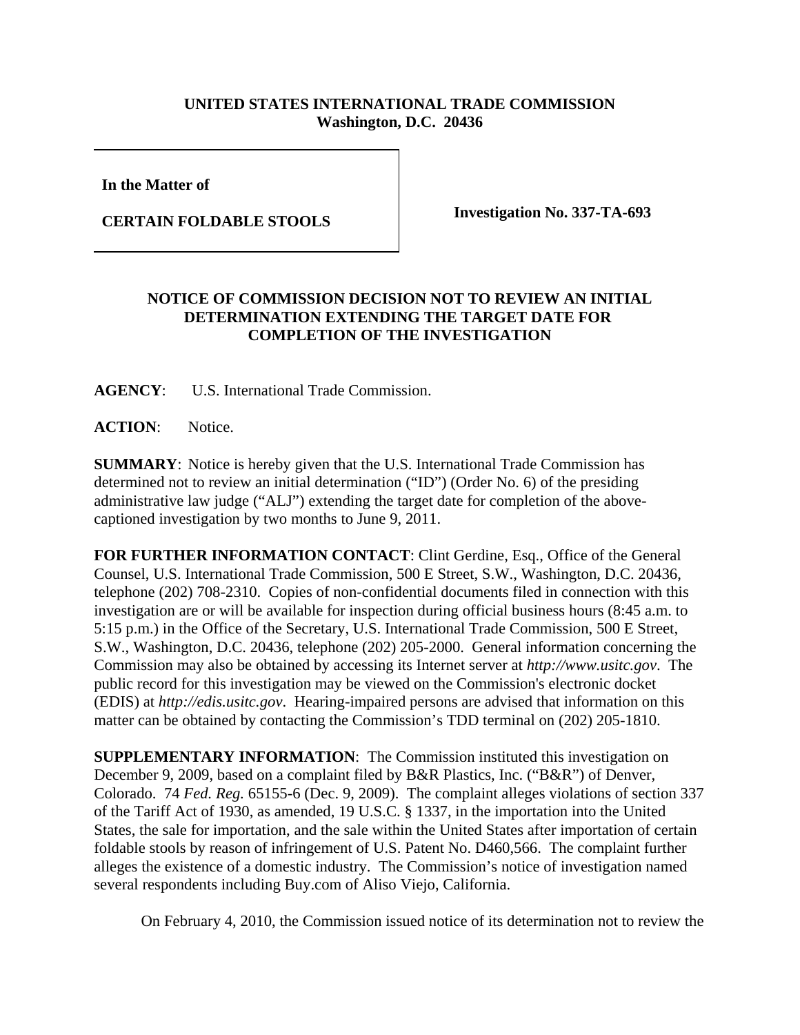**UNITED STATES INTERNATIONAL TRADE COMMISSION**
**Washington, D.C. 20436**

**In the Matter of**

**CERTAIN FOLDABLE STOOLS**

**Investigation No. 337-TA-693**

## NOTICE OF COMMISSION DECISION NOT TO REVIEW AN INITIAL DETERMINATION EXTENDING THE TARGET DATE FOR COMPLETION OF THE INVESTIGATION

**AGENCY**: U.S. International Trade Commission.

**ACTION**: Notice.

**SUMMARY**: Notice is hereby given that the U.S. International Trade Commission has determined not to review an initial determination ("ID") (Order No. 6) of the presiding administrative law judge ("ALJ") extending the target date for completion of the above-captioned investigation by two months to June 9, 2011.

**FOR FURTHER INFORMATION CONTACT**: Clint Gerdine, Esq., Office of the General Counsel, U.S. International Trade Commission, 500 E Street, S.W., Washington, D.C. 20436, telephone (202) 708-2310. Copies of non-confidential documents filed in connection with this investigation are or will be available for inspection during official business hours (8:45 a.m. to 5:15 p.m.) in the Office of the Secretary, U.S. International Trade Commission, 500 E Street, S.W., Washington, D.C. 20436, telephone (202) 205-2000. General information concerning the Commission may also be obtained by accessing its Internet server at *http://www.usitc.gov*. The public record for this investigation may be viewed on the Commission's electronic docket (EDIS) at *http://edis.usitc.gov*. Hearing-impaired persons are advised that information on this matter can be obtained by contacting the Commission's TDD terminal on (202) 205-1810.

**SUPPLEMENTARY INFORMATION**: The Commission instituted this investigation on December 9, 2009, based on a complaint filed by B&R Plastics, Inc. ("B&R") of Denver, Colorado. 74 *Fed. Reg.* 65155-6 (Dec. 9, 2009). The complaint alleges violations of section 337 of the Tariff Act of 1930, as amended, 19 U.S.C. § 1337, in the importation into the United States, the sale for importation, and the sale within the United States after importation of certain foldable stools by reason of infringement of U.S. Patent No. D460,566. The complaint further alleges the existence of a domestic industry. The Commission's notice of investigation named several respondents including Buy.com of Aliso Viejo, California.

On February 4, 2010, the Commission issued notice of its determination not to review the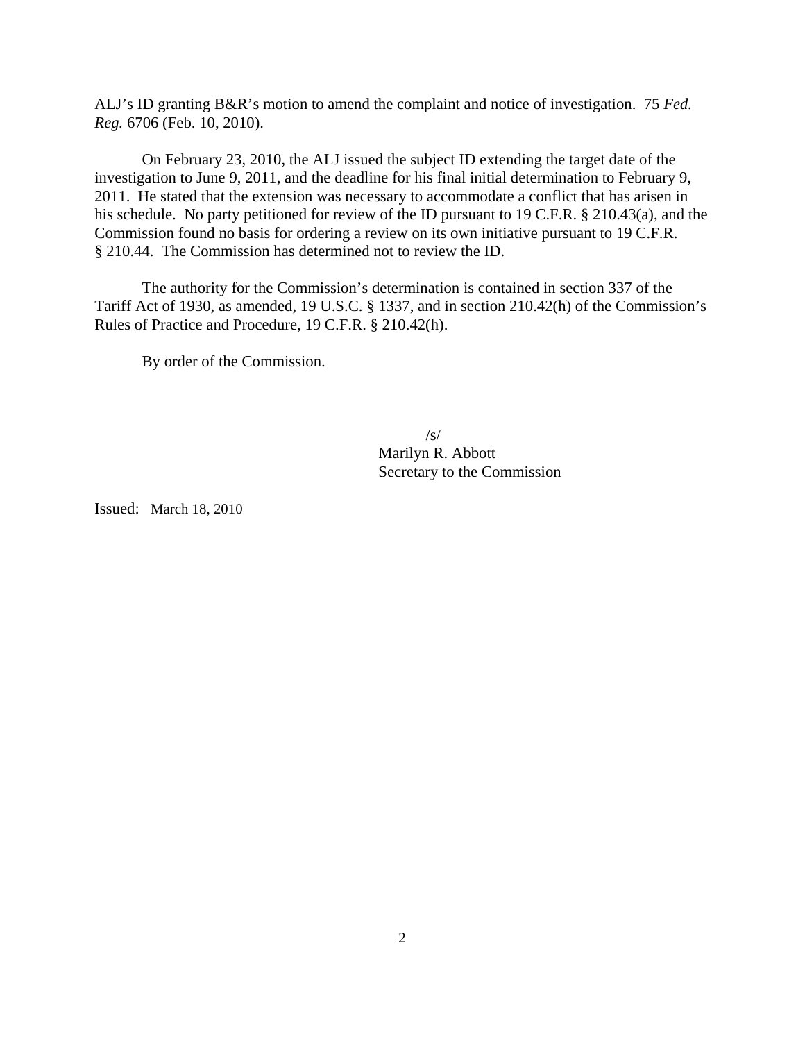ALJ's ID granting B&R's motion to amend the complaint and notice of investigation. 75 *Fed. Reg.* 6706 (Feb. 10, 2010).

On February 23, 2010, the ALJ issued the subject ID extending the target date of the investigation to June 9, 2011, and the deadline for his final initial determination to February 9, 2011. He stated that the extension was necessary to accommodate a conflict that has arisen in his schedule. No party petitioned for review of the ID pursuant to 19 C.F.R. § 210.43(a), and the Commission found no basis for ordering a review on its own initiative pursuant to 19 C.F.R. § 210.44. The Commission has determined not to review the ID.

The authority for the Commission's determination is contained in section 337 of the Tariff Act of 1930, as amended, 19 U.S.C. § 1337, and in section 210.42(h) of the Commission's Rules of Practice and Procedure, 19 C.F.R. § 210.42(h).

By order of the Commission.

/s/
Marilyn R. Abbott
Secretary to the Commission

Issued: March 18, 2010